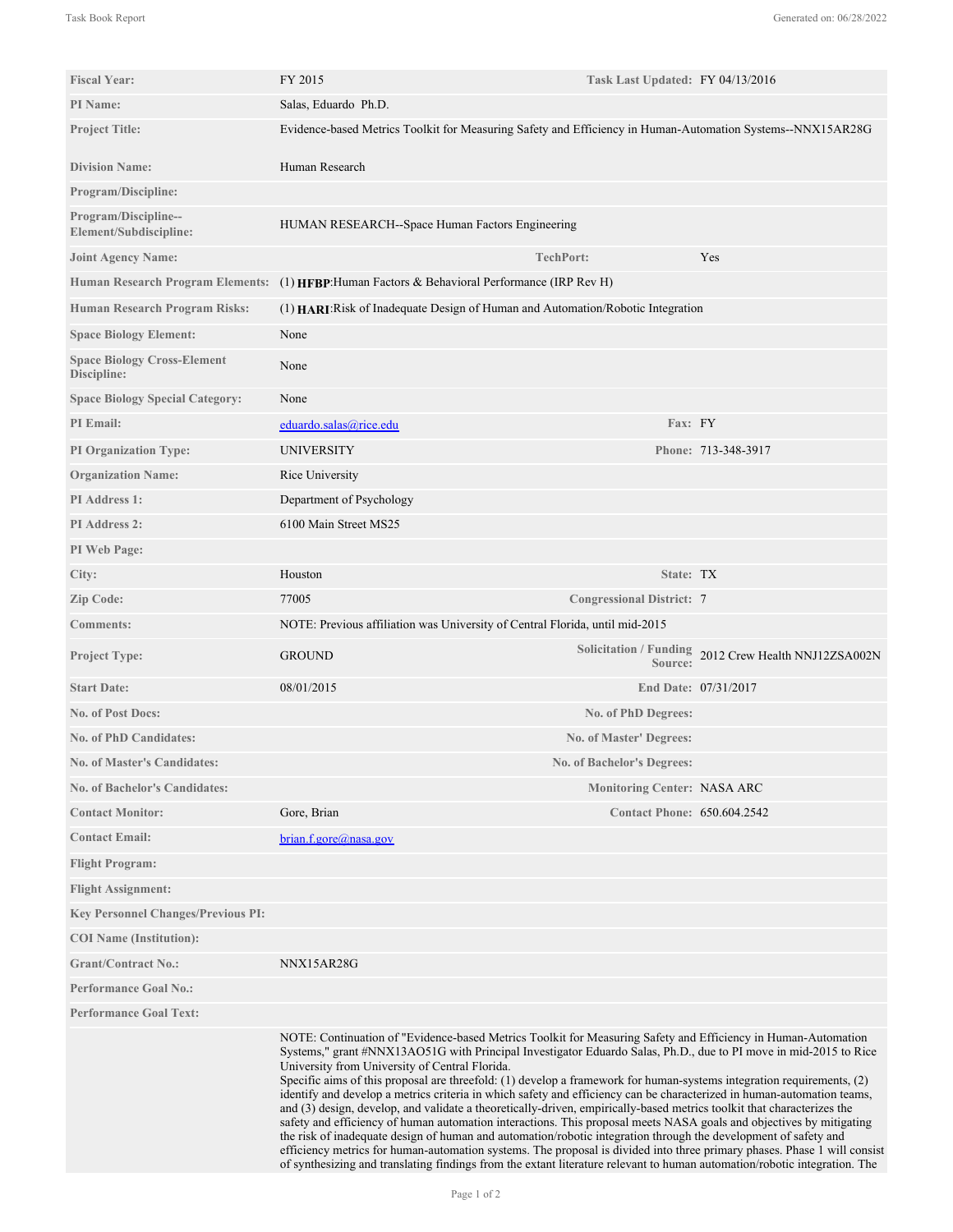| | | | |
|---|---|---|---|
| **Fiscal Year:** | FY 2015 | **Task Last Updated:** | FY 04/13/2016 |
| **PI Name:** | Salas, Eduardo Ph.D. | | |
| **Project Title:** | Evidence-based Metrics Toolkit for Measuring Safety and Efficiency in Human-Automation Systems--NNX15AR28G | | |
| **Division Name:** | Human Research | | |
| **Program/Discipline:** | | | |
| **Program/Discipline--Element/Subdiscipline:** | HUMAN RESEARCH--Space Human Factors Engineering | | |
| **Joint Agency Name:** | | **TechPort:** | Yes |
| **Human Research Program Elements:** | (1) **HFBP**:Human Factors & Behavioral Performance (IRP Rev H) | | |
| **Human Research Program Risks:** | (1) **HARI**:Risk of Inadequate Design of Human and Automation/Robotic Integration | | |
| **Space Biology Element:** | None | | |
| **Space Biology Cross-Element Discipline:** | None | | |
| **Space Biology Special Category:** | None | | |
| **PI Email:** | eduardo.salas@rice.edu | **Fax:** | FY |
| **PI Organization Type:** | UNIVERSITY | **Phone:** | 713-348-3917 |
| **Organization Name:** | Rice University | | |
| **PI Address 1:** | Department of Psychology | | |
| **PI Address 2:** | 6100 Main Street MS25 | | |
| **PI Web Page:** | | | |
| **City:** | Houston | **State:** | TX |
| **Zip Code:** | 77005 | **Congressional District:** | 7 |
| **Comments:** | NOTE: Previous affiliation was University of Central Florida, until mid-2015 | | |
| **Project Type:** | GROUND | **Solicitation / Funding Source:** | 2012 Crew Health NNJ12ZSA002N |
| **Start Date:** | 08/01/2015 | **End Date:** | 07/31/2017 |
| **No. of Post Docs:** | | **No. of PhD Degrees:** | |
| **No. of PhD Candidates:** | | **No. of Master' Degrees:** | |
| **No. of Master's Candidates:** | | **No. of Bachelor's Degrees:** | |
| **No. of Bachelor's Candidates:** | | **Monitoring Center:** | NASA ARC |
| **Contact Monitor:** | Gore, Brian | **Contact Phone:** | 650.604.2542 |
| **Contact Email:** | brian.f.gore@nasa.gov | | |
| **Flight Program:** | | | |
| **Flight Assignment:** | | | |
| **Key Personnel Changes/Previous PI:** | | | |
| **COI Name (Institution):** | | | |
| **Grant/Contract No.:** | NNX15AR28G | | |
| **Performance Goal No.:** | | | |
| **Performance Goal Text:** | | | |

NOTE: Continuation of "Evidence-based Metrics Toolkit for Measuring Safety and Efficiency in Human-Automation Systems," grant #NNX13AO51G with Principal Investigator Eduardo Salas, Ph.D., due to PI move in mid-2015 to Rice University from University of Central Florida.
Specific aims of this proposal are threefold: (1) develop a framework for human-systems integration requirements, (2) identify and develop a metrics criteria in which safety and efficiency can be characterized in human-automation teams, and (3) design, develop, and validate a theoretically-driven, empirically-based metrics toolkit that characterizes the safety and efficiency of human automation interactions. This proposal meets NASA goals and objectives by mitigating the risk of inadequate design of human and automation/robotic integration through the development of safety and efficiency metrics for human-automation systems. The proposal is divided into three primary phases. Phase 1 will consist of synthesizing and translating findings from the extant literature relevant to human automation/robotic integration. The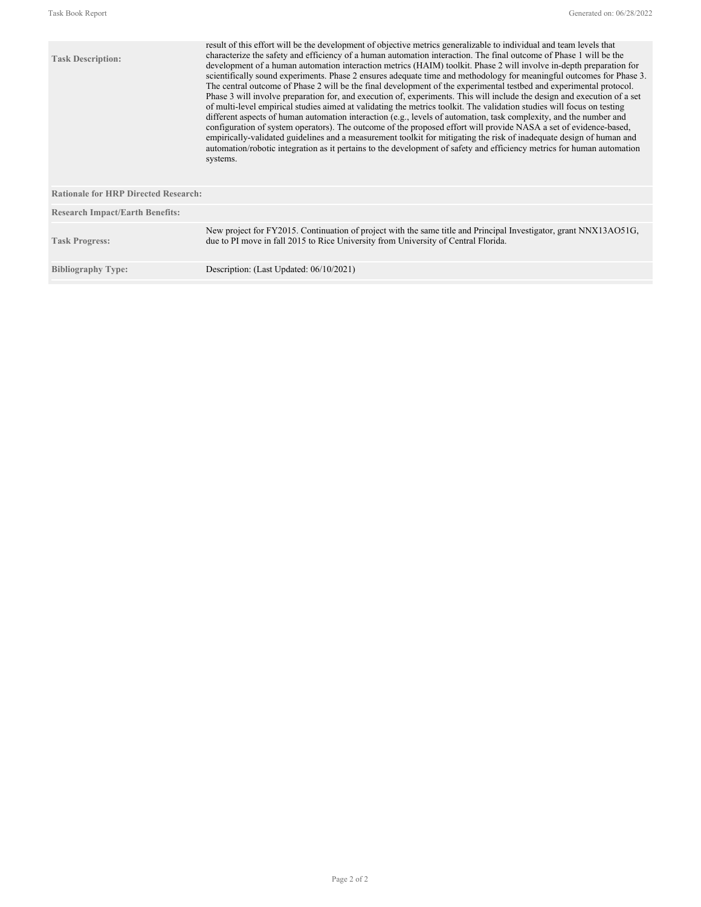| | |
|---|---|
| **Task Description:** | result of this effort will be the development of objective metrics generalizable to individual and team levels that characterize the safety and efficiency of a human automation interaction. The final outcome of Phase 1 will be the development of a human automation interaction metrics (HAIM) toolkit. Phase 2 will involve in-depth preparation for scientifically sound experiments. Phase 2 ensures adequate time and methodology for meaningful outcomes for Phase 3. The central outcome of Phase 2 will be the final development of the experimental testbed and experimental protocol. Phase 3 will involve preparation for, and execution of, experiments. This will include the design and execution of a set of multi-level empirical studies aimed at validating the metrics toolkit. The validation studies will focus on testing different aspects of human automation interaction (e.g., levels of automation, task complexity, and the number and configuration of system operators). The outcome of the proposed effort will provide NASA a set of evidence-based, empirically-validated guidelines and a measurement toolkit for mitigating the risk of inadequate design of human and automation/robotic integration as it pertains to the development of safety and efficiency metrics for human automation systems. |
| **Rationale for HRP Directed Research:** | |
| **Research Impact/Earth Benefits:** | |
| **Task Progress:** | New project for FY2015. Continuation of project with the same title and Principal Investigator, grant NNX13AO51G, due to PI move in fall 2015 to Rice University from University of Central Florida. |
| **Bibliography Type:** | Description: (Last Updated: 06/10/2021) |